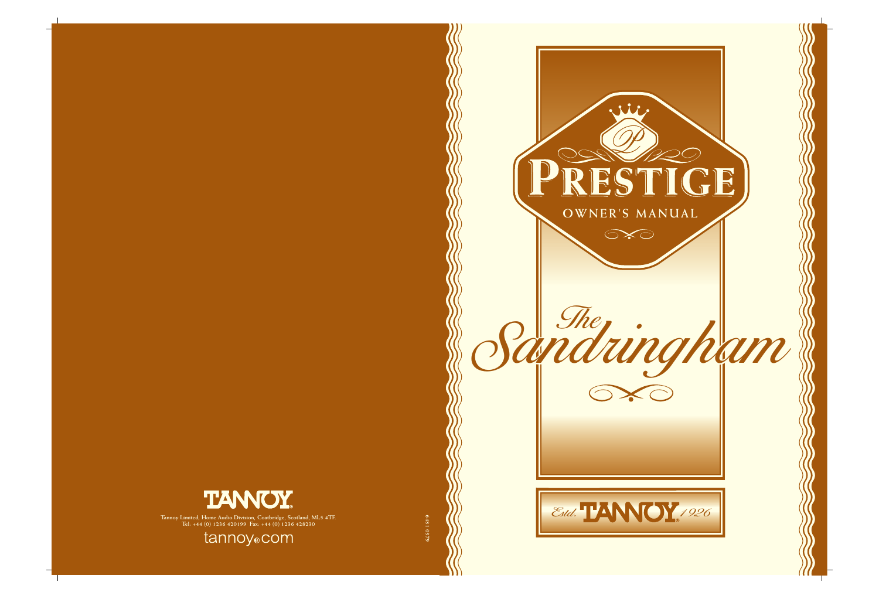# PRESTIGE

## OWNER'S MANUAL

# *The Sandringham*

*Estd.* TANNOY *1926*

TANNOY

Tannoy Limited, Home Audio Division, Coatbridge, Scotland, ML5 4TF.
Tel: +44 (0) 1236 420199 Fax: +44 (0) 1236 428230

tannoy.com

6481 0379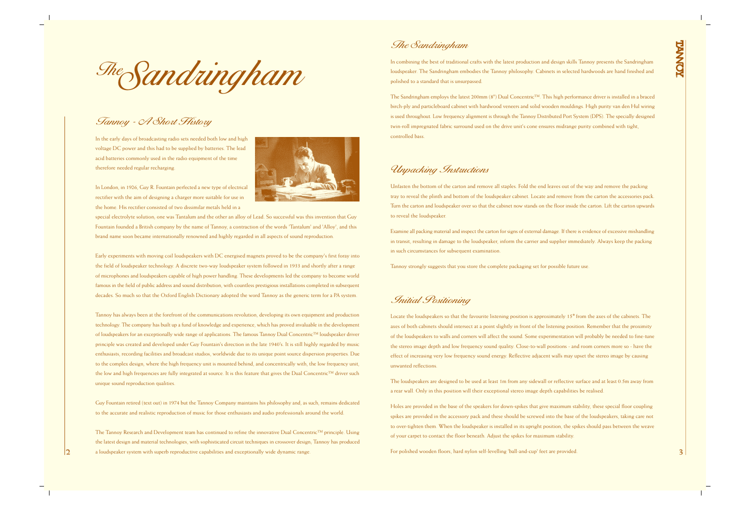# The Sandringham

## Tannoy - A Short History

In the early days of broadcasting radio sets needed both low and high voltage DC power and this had to be supplied by batteries. The lead acid batteries commonly used in the radio equipment of the time therefore needed regular recharging.

In London, in 1926, Guy R. Fountain perfected a new type of electrical rectifier with the aim of designing a charger more suitable for use in the home. His rectifier consisted of two dissimilar metals held in a special electrolyte solution, one was Tantalum and the other an alloy of Lead. So successful was this invention that Guy Fountain founded a British company by the name of Tannoy, a contraction of the words 'Tantalum' and 'Alloy', and this brand name soon became internationally renowned and highly regarded in all aspects of sound reproduction.

Early experiments with moving coil loudspeakers with DC energised magnets proved to be the company's first foray into the field of loudspeaker technology. A discrete two-way loudspeaker system followed in 1933 and shortly after a range of microphones and loudspeakers capable of high power handling. These developments led the company to become world famous in the field of public address and sound distribution, with countless prestigious installations completed in subsequent decades. So much so that the Oxford English Dictionary adopted the word Tannoy as the generic term for a PA system.

Tannoy has always been at the forefront of the communications revolution, developing its own equipment and production technology. The company has built up a fund of knowledge and experience, which has proved invaluable in the development of loudspeakers for an exceptionally wide range of applications. The famous Tannoy Dual Concentric™ loudspeaker driver principle was created and developed under Guy Fountain's direction in the late 1940's. It is still highly regarded by music enthusiasts, recording facilities and broadcast studios, worldwide due to its unique point source dispersion properties. Due to the complex design, where the high frequency unit is mounted behind, and concentrically with, the low frequency unit, the low and high frequencies are fully integrated at source. It is this feature that gives the Dual Concentric™ driver such unique sound reproduction qualities.

Guy Fountain retired (text out) in 1974 but the Tannoy Company maintains his philosophy and, as such, remains dedicated to the accurate and realistic reproduction of music for those enthusiasts and audio professionals around the world.

The Tannoy Research and Development team has continued to refine the innovative Dual Concentric™ principle. Using the latest design and material technologies, with sophisticated circuit techniques in crossover design, Tannoy has produced a loudspeaker system with superb reproductive capabilities and exceptionally wide dynamic range.

## The Sandringham

In combining the best of traditional crafts with the latest production and design skills Tannoy presents the Sandringham loudspeaker. The Sandringham embodies the Tannoy philosophy: Cabinets in selected hardwoods are hand finished and polished to a standard that is unsurpassed.

The Sandringham employs the latest 200mm (8") Dual Concentric™. This high performance driver is installed in a braced birch-ply and particleboard cabinet with hardwood veneers and solid wooden mouldings. High purity van den Hul wiring is used throughout. Low frequency alignment is through the Tannoy Distributed Port System (DPS). The specially designed twin-roll impregnated fabric surround used on the drive unit's cone ensures midrange purity combined with tight, controlled bass.

## Unpacking Instructions

Unfasten the bottom of the carton and remove all staples. Fold the end leaves out of the way and remove the packing tray to reveal the plinth and bottom of the loudspeaker cabinet. Locate and remove from the carton the accessories pack. Turn the carton and loudspeaker over so that the cabinet now stands on the floor inside the carton. Lift the carton upwards to reveal the loudspeaker.

Examine all packing material and inspect the carton for signs of external damage. If there is evidence of excessive mishandling in transit, resulting in damage to the loudspeaker, inform the carrier and supplier immediately. Always keep the packing in such circumstances for subsequent examination.

Tannoy strongly suggests that you store the complete packaging set for possible future use.

## Initial Positioning

Locate the loudspeakers so that the favourite listening position is approximately 15° from the axes of the cabinets. The axes of both cabinets should intersect at a point slightly in front of the listening position. Remember that the proximity of the loudspeakers to walls and corners will affect the sound. Some experimentation will probably be needed to fine-tune the stereo image depth and low frequency sound quality. Close-to-wall positions - and room corners more so - have the effect of increasing very low frequency sound energy. Reflective adjacent walls may upset the stereo image by causing unwanted reflections.

The loudspeakers are designed to be used at least 1m from any sidewall or reflective surface and at least 0.5m away from a rear wall. Only in this position will their exceptional stereo image depth capabilities be realised.

Holes are provided in the base of the speakers for down-spikes that give maximum stability, these special floor coupling spikes are provided in the accessory pack and these should be screwed into the base of the loudspeakers, taking care not to over-tighten them. When the loudspeaker is installed in its upright position, the spikes should pass between the weave of your carpet to contact the floor beneath. Adjust the spikes for maximum stability.

For polished wooden floors, hard nylon self-levelling 'ball-and-cup' feet are provided.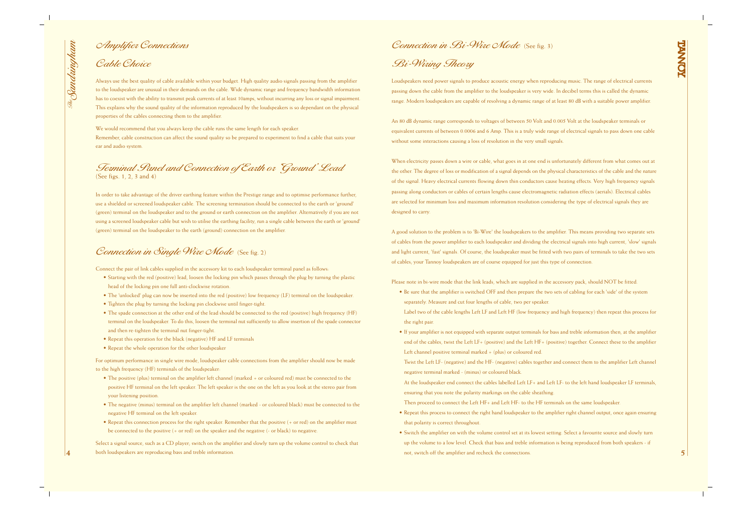# Amplifier Connections

## Cable Choice

Always use the best quality of cable available within your budget. High quality audio signals passing from the amplifier to the loudspeaker are unusual in their demands on the cable. Wide dynamic range and frequency bandwidth information has to coexist with the ability to transmit peak currents of at least 10amps, without incurring any loss or signal impairment. This explains why the sound quality of the information reproduced by the loudspeakers is so dependant on the physical properties of the cables connecting them to the amplifier.

We would recommend that you always keep the cable runs the same length for each speaker.
Remember, cable construction can affect the sound quality so be prepared to experiment to find a cable that suits your ear and audio system.

## Terminal Panel and Connection of Earth or 'Ground' Lead
(See figs. 1, 2, 3 and 4)

In order to take advantage of the driver earthing feature within the Prestige range and to optimise performance further, use a shielded or screened loudspeaker cable. The screening termination should be connected to the earth or 'ground' (green) terminal on the loudspeaker and to the ground or earth connection on the amplifier. Alternatively if you are not using a screened loudspeaker cable but wish to utilise the earthing facility, run a single cable between the earth or 'ground' (green) terminal on the loudspeaker to the earth (ground) connection on the amplifier.

## Connection in Single Wire Mode (See fig. 2)

Connect the pair of link cables supplied in the accessory kit to each loudspeaker terminal panel as follows:

- Starting with the red (positive) lead, loosen the locking pin which passes through the plug by turning the plastic head of the locking pin one full anti-clockwise rotation.
- The 'unlocked' plug can now be inserted into the red (positive) low frequency (LF) terminal on the loudspeaker.
- Tighten the plug by turning the locking pin clockwise until finger-tight.
- The spade connection at the other end of the lead should be connected to the red (positive) high frequency (HF) terminal on the loudspeaker. To do this, loosen the terminal nut sufficiently to allow insertion of the spade connector and then re-tighten the terminal nut finger-tight.
- Repeat this operation for the black (negative) HF and LF terminals
- Repeat the whole operation for the other loudspeaker

For optimum performance in single wire mode, loudspeaker cable connections from the amplifier should now be made to the high frequency (HF) terminals of the loudspeaker:

- The positive (plus) terminal on the amplifier left channel (marked + or coloured red) must be connected to the positive HF terminal on the left speaker. The left speaker is the one on the left as you look at the stereo pair from your listening position.
- The negative (minus) terminal on the amplifier left channel (marked - or coloured black) must be connected to the negative HF terminal on the left speaker.
- Repeat this connection process for the right speaker. Remember that the positive (+ or red) on the amplifier must be connected to the positive (+ or red) on the speaker and the negative (- or black) to negative.

Select a signal source, such as a CD player, switch on the amplifier and slowly turn up the volume control to check that both loudspeakers are reproducing bass and treble information.

## Connection in Bi-Wire Mode (See fig. 3)

## Bi-Wiring Theory

Loudspeakers need power signals to produce acoustic energy when reproducing music. The range of electrical currents passing down the cable from the amplifier to the loudspeaker is very wide. In decibel terms this is called the dynamic range. Modern loudspeakers are capable of resolving a dynamic range of at least 80 dB with a suitable power amplifier.

An 80 dB dynamic range corresponds to voltages of between 50 Volt and 0.005 Volt at the loudspeaker terminals or equivalent currents of between 0.0006 and 6 Amp. This is a truly wide range of electrical signals to pass down one cable without some interactions causing a loss of resolution in the very small signals.

When electricity passes down a wire or cable, what goes in at one end is unfortunately different from what comes out at the other. The degree of loss or modification of a signal depends on the physical characteristics of the cable and the nature of the signal. Heavy electrical currents flowing down thin conductors cause heating effects. Very high frequency signals passing along conductors or cables of certain lengths cause electromagnetic radiation effects (aerials). Electrical cables are selected for minimum loss and maximum information resolution considering the type of electrical signals they are designed to carry.

A good solution to the problem is to 'Bi-Wire' the loudspeakers to the amplifier. This means providing two separate sets of cables from the power amplifier to each loudspeaker and dividing the electrical signals into high current, 'slow' signals and light current, 'fast' signals. Of course, the loudspeaker must be fitted with two pairs of terminals to take the two sets of cables; your Tannoy loudspeakers are of course equipped for just this type of connection.

Please note in bi-wire mode that the link leads, which are supplied in the accessory pack, should NOT be fitted.

- Be sure that the amplifier is switched OFF and then prepare the two sets of cabling for each 'side' of the system separately. Measure and cut four lengths of cable, two per speaker.
  Label two of the cable lengths Left LF and Left HF (low frequency and high frequency) then repeat this process for the right pair.
- If your amplifier is not equipped with separate output terminals for bass and treble information then, at the amplifier end of the cables, twist the Left LF+ (positive) and the Left HF+ (positive) together. Connect these to the amplifier Left channel positive terminal marked + (plus) or coloured red.
  Twist the Left LF- (negative) and the HF- (negative) cables together and connect them to the amplifier Left channel negative terminal marked - (minus) or coloured black.
  At the loudspeaker end connect the cables labelled Left LF+ and Left LF- to the left hand loudspeaker LF terminals, ensuring that you note the polarity markings on the cable sheathing.
  Then proceed to connect the Left HF+ and Left HF- to the HF terminals on the same loudspeaker.
- Repeat this process to connect the right hand loudspeaker to the amplifier right channel output, once again ensuring that polarity is correct throughout.
- Switch the amplifier on with the volume control set at its lowest setting. Select a favourite source and slowly turn up the volume to a low level. Check that bass and treble information is being reproduced from both speakers - if not, switch off the amplifier and recheck the connections.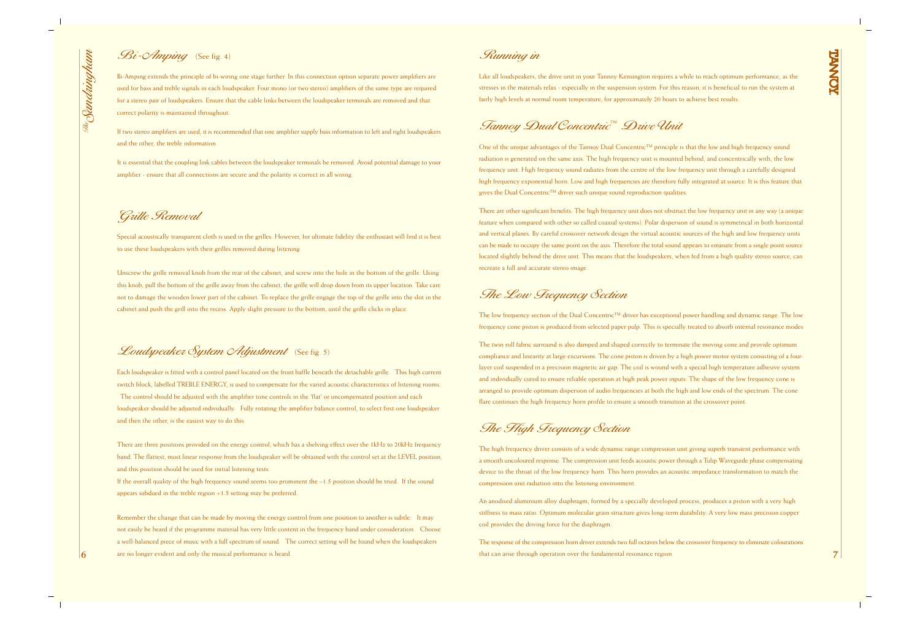## Bi-Amping (See fig. 4)

Bi-Amping extends the principle of bi-wiring one stage further. In this connection option separate power amplifiers are used for bass and treble signals in each loudspeaker. Four mono (or two stereo) amplifiers of the same type are required for a stereo pair of loudspeakers. Ensure that the cable links between the loudspeaker terminals are removed and that correct polarity is maintained throughout.

If two stereo amplifiers are used, it is recommended that one amplifier supply bass information to left and right loudspeakers and the other, the treble information.

It is essential that the coupling link cables between the loudspeaker terminals be removed. Avoid potential damage to your amplifier - ensure that all connections are secure and the polarity is correct in all wiring.

## Grille Removal

Special acoustically transparent cloth is used in the grilles. However, for ultimate fidelity the enthusiast will find it is best to use these loudspeakers with their grilles removed during listening.

Unscrew the grille removal knob from the rear of the cabinet, and screw into the hole in the bottom of the grille. Using this knob, pull the bottom of the grille away from the cabinet; the grille will drop down from its upper location. Take care not to damage the wooden lower part of the cabinet. To replace the grille engage the top of the grille into the slot in the cabinet and push the grill into the recess. Apply slight pressure to the bottom, until the grille clicks in place.

## Loudspeaker System Adjustment (See fig. 5)

Each loudspeaker is fitted with a control panel located on the front baffle beneath the detachable grille. This high current switch block, labelled TREBLE ENERGY, is used to compensate for the varied acoustic characteristics of listening rooms. The control should be adjusted with the amplifier tone controls in the 'flat' or uncompensated position and each loudspeaker should be adjusted individually. Fully rotating the amplifier balance control, to select first one loudspeaker and then the other, is the easiest way to do this.

There are three positions provided on the energy control, which has a shelving effect over the 1kHz to 20kHz frequency band. The flattest, most linear response from the loudspeaker will be obtained with the control set at the LEVEL position, and this position should be used for initial listening tests.

If the overall quality of the high frequency sound seems too prominent the –1.5 position should be tried. If the sound appears subdued in the treble region +1.5 setting may be preferred.

Remember the change that can be made by moving the energy control from one position to another is subtle. It may not easily be heard if the programme material has very little content in the frequency band under consideration. Choose a well-balanced piece of music with a full spectrum of sound. The correct setting will be found when the loudspeakers are no longer evident and only the musical performance is heard.

## Running in

Like all loudspeakers, the drive unit in your Tannoy Kensington requires a while to reach optimum performance, as the stresses in the materials relax - especially in the suspension system. For this reason, it is beneficial to run the system at fairly high levels at normal room temperature, for approximately 20 hours to achieve best results.

## Tannoy Dual Concentric™ Drive Unit

One of the unique advantages of the Tannoy Dual Concentric™ principle is that the low and high frequency sound radiation is generated on the same axis. The high frequency unit is mounted behind, and concentrically with, the low frequency unit. High frequency sound radiates from the centre of the low frequency unit through a carefully designed high frequency exponential horn. Low and high frequencies are therefore fully integrated at source. It is this feature that gives the Dual Concentric™ driver such unique sound reproduction qualities.

There are other significant benefits. The high frequency unit does not obstruct the low frequency unit in any way (a unique feature when compared with other so called coaxial systems). Polar dispersion of sound is symmetrical in both horizontal and vertical planes. By careful crossover network design the virtual acoustic sources of the high and low frequency units can be made to occupy the same point on the axis. Therefore the total sound appears to emanate from a single point source located slightly behind the drive unit. This means that the loudspeakers, when fed from a high quality stereo source, can recreate a full and accurate stereo image.

## The Low Frequency Section

The low frequency section of the Dual Concentric™ driver has exceptional power handling and dynamic range. The low frequency cone piston is produced from selected paper pulp. This is specially treated to absorb internal resonance modes

The twin roll fabric surround is also damped and shaped correctly to terminate the moving cone and provide optimum compliance and linearity at large excursions. The cone piston is driven by a high power motor system consisting of a four-layer coil suspended in a precision magnetic air gap. The coil is wound with a special high temperature adhesive system and individually cured to ensure reliable operation at high peak power inputs. The shape of the low frequency cone is arranged to provide optimum dispersion of audio frequencies at both the high and low ends of the spectrum. The cone flare continues the high frequency horn profile to ensure a smooth transition at the crossover point.

## The High Frequency Section

The high frequency driver consists of a wide dynamic range compression unit giving superb transient performance with a smooth uncoloured response. The compression unit feeds acoustic power through a Tulip Waveguide phase compensating device to the throat of the low frequency horn. This horn provides an acoustic impedance transformation to match the compression unit radiation into the listening environment.

An anodised aluminium alloy diaphragm, formed by a specially developed process, produces a piston with a very high stiffness to mass ratio. Optimum molecular grain structure gives long-term durability. A very low mass precision copper coil provides the driving force for the diaphragm.

The response of the compression horn driver extends two full octaves below the crossover frequency to eliminate colourations that can arise through operation over the fundamental resonance region.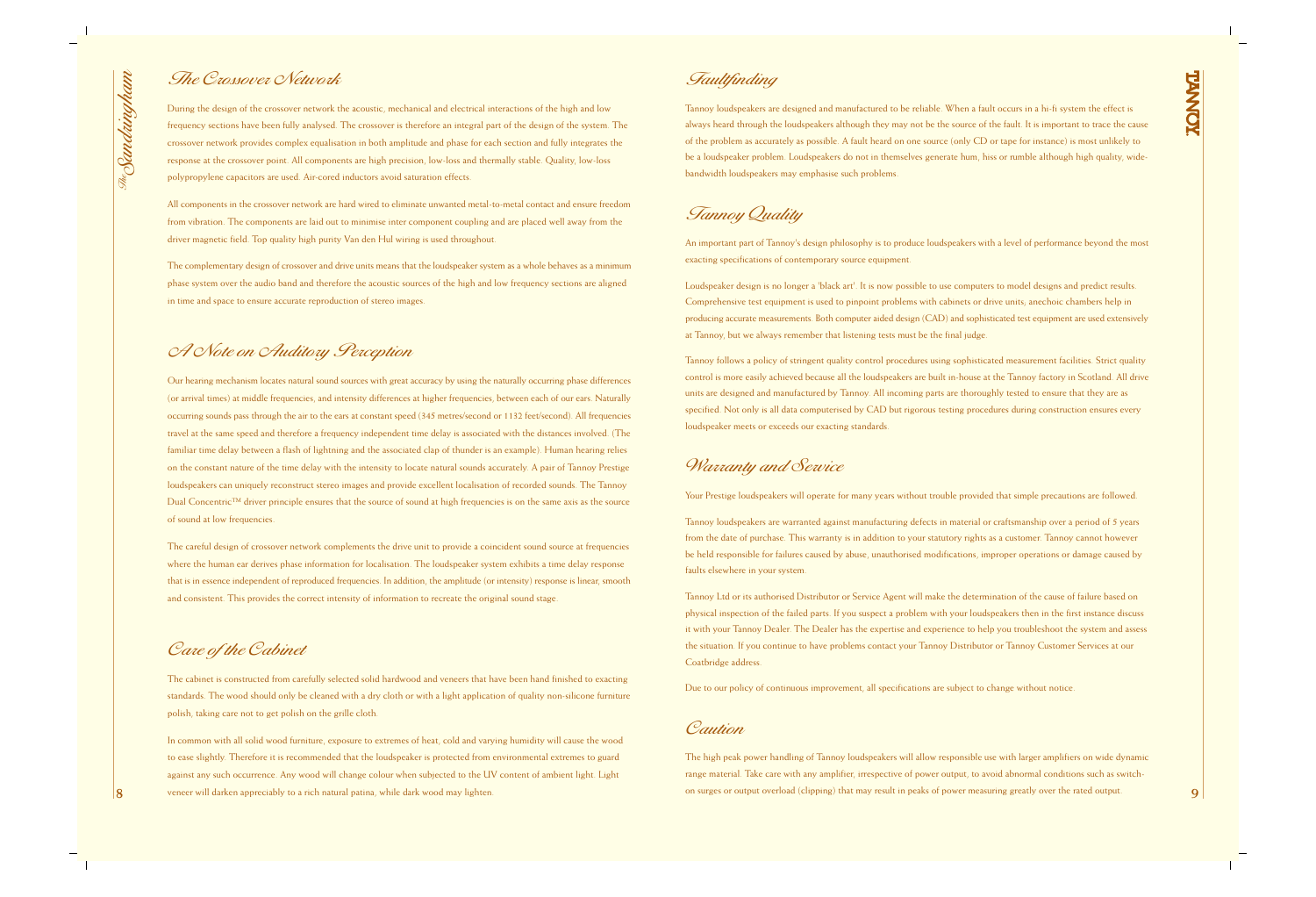## The Crossover Network

During the design of the crossover network the acoustic, mechanical and electrical interactions of the high and low frequency sections have been fully analysed. The crossover is therefore an integral part of the design of the system. The crossover network provides complex equalisation in both amplitude and phase for each section and fully integrates the response at the crossover point. All components are high precision, low-loss and thermally stable. Quality, low-loss polypropylene capacitors are used. Air-cored inductors avoid saturation effects.

All components in the crossover network are hard wired to eliminate unwanted metal-to-metal contact and ensure freedom from vibration. The components are laid out to minimise inter component coupling and are placed well away from the driver magnetic field. Top quality high purity Van den Hul wiring is used throughout.

The complementary design of crossover and drive units means that the loudspeaker system as a whole behaves as a minimum phase system over the audio band and therefore the acoustic sources of the high and low frequency sections are aligned in time and space to ensure accurate reproduction of stereo images.

## A Note on Auditory Perception

Our hearing mechanism locates natural sound sources with great accuracy by using the naturally occurring phase differences (or arrival times) at middle frequencies, and intensity differences at higher frequencies, between each of our ears. Naturally occurring sounds pass through the air to the ears at constant speed (345 metres/second or 1132 feet/second). All frequencies travel at the same speed and therefore a frequency independent time delay is associated with the distances involved. (The familiar time delay between a flash of lightning and the associated clap of thunder is an example). Human hearing relies on the constant nature of the time delay with the intensity to locate natural sounds accurately. A pair of Tannoy Prestige loudspeakers can uniquely reconstruct stereo images and provide excellent localisation of recorded sounds. The Tannoy Dual Concentric™ driver principle ensures that the source of sound at high frequencies is on the same axis as the source of sound at low frequencies.

The careful design of crossover network complements the drive unit to provide a coincident sound source at frequencies where the human ear derives phase information for localisation. The loudspeaker system exhibits a time delay response that is in essence independent of reproduced frequencies. In addition, the amplitude (or intensity) response is linear, smooth and consistent. This provides the correct intensity of information to recreate the original sound stage.

## Care of the Cabinet

The cabinet is constructed from carefully selected solid hardwood and veneers that have been hand finished to exacting standards. The wood should only be cleaned with a dry cloth or with a light application of quality non-silicone furniture polish, taking care not to get polish on the grille cloth.

In common with all solid wood furniture, exposure to extremes of heat, cold and varying humidity will cause the wood to ease slightly. Therefore it is recommended that the loudspeaker is protected from environmental extremes to guard against any such occurrence. Any wood will change colour when subjected to the UV content of ambient light. Light veneer will darken appreciably to a rich natural patina, while dark wood may lighten.

## Faultfinding

Tannoy loudspeakers are designed and manufactured to be reliable. When a fault occurs in a hi-fi system the effect is always heard through the loudspeakers although they may not be the source of the fault. It is important to trace the cause of the problem as accurately as possible. A fault heard on one source (only CD or tape for instance) is most unlikely to be a loudspeaker problem. Loudspeakers do not in themselves generate hum, hiss or rumble although high quality, wide-bandwidth loudspeakers may emphasise such problems.

## Tannoy Quality

An important part of Tannoy's design philosophy is to produce loudspeakers with a level of performance beyond the most exacting specifications of contemporary source equipment.

Loudspeaker design is no longer a 'black art'. It is now possible to use computers to model designs and predict results. Comprehensive test equipment is used to pinpoint problems with cabinets or drive units, anechoic chambers help in producing accurate measurements. Both computer aided design (CAD) and sophisticated test equipment are used extensively at Tannoy, but we always remember that listening tests must be the final judge.

Tannoy follows a policy of stringent quality control procedures using sophisticated measurement facilities. Strict quality control is more easily achieved because all the loudspeakers are built in-house at the Tannoy factory in Scotland. All drive units are designed and manufactured by Tannoy. All incoming parts are thoroughly tested to ensure that they are as specified. Not only is all data computerised by CAD but rigorous testing procedures during construction ensures every loudspeaker meets or exceeds our exacting standards.

## Warranty and Service

Your Prestige loudspeakers will operate for many years without trouble provided that simple precautions are followed.

Tannoy loudspeakers are warranted against manufacturing defects in material or craftsmanship over a period of 5 years from the date of purchase. This warranty is in addition to your statutory rights as a customer. Tannoy cannot however be held responsible for failures caused by abuse, unauthorised modifications, improper operations or damage caused by faults elsewhere in your system.

Tannoy Ltd or its authorised Distributor or Service Agent will make the determination of the cause of failure based on physical inspection of the failed parts. If you suspect a problem with your loudspeakers then in the first instance discuss it with your Tannoy Dealer. The Dealer has the expertise and experience to help you troubleshoot the system and assess the situation. If you continue to have problems contact your Tannoy Distributor or Tannoy Customer Services at our Coatbridge address.

Due to our policy of continuous improvement, all specifications are subject to change without notice.

## Caution

The high peak power handling of Tannoy loudspeakers will allow responsible use with larger amplifiers on wide dynamic range material. Take care with any amplifier, irrespective of power output, to avoid abnormal conditions such as switch-on surges or output overload (clipping) that may result in peaks of power measuring greatly over the rated output.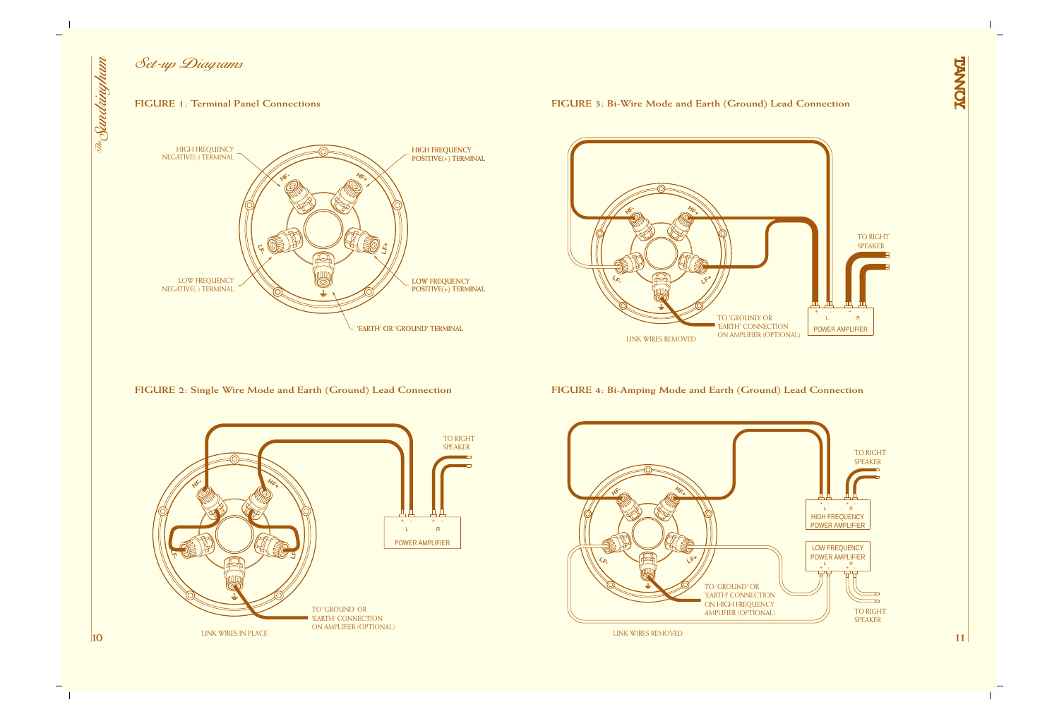# Set-up Diagrams

## FIGURE 1: Terminal Panel Connections

HIGH FREQUENCY NEGATIVE(-) TERMINAL

HIGH FREQUENCY POSITIVE(+) TERMINAL

LOW FREQUENCY NEGATIVE(-) TERMINAL

LOW FREQUENCY POSITIVE(+) TERMINAL

'EARTH' OR 'GROUND' TERMINAL

## FIGURE 2: Single Wire Mode and Earth (Ground) Lead Connection

TO RIGHT SPEAKER

POWER AMPLIFIER

TO 'GROUND' OR 'EARTH' CONNECTION ON AMPLIFIER (OPTIONAL)

LINK WIRES IN PLACE

## FIGURE 3: Bi-Wire Mode and Earth (Ground) Lead Connection

TO RIGHT SPEAKER

POWER AMPLIFIER

TO 'GROUND' OR 'EARTH' CONNECTION ON AMPLIFIER (OPTIONAL)

LINK WIRES REMOVED

## FIGURE 4: Bi-Amping Mode and Earth (Ground) Lead Connection

TO RIGHT SPEAKER

HIGH FREQUENCY POWER AMPLIFIER

LOW FREQUENCY POWER AMPLIFIER

TO RIGHT SPEAKER

TO 'GROUND' OR 'EARTH' CONNECTION ON HIGH FREQUENCY AMPLIFIER (OPTIONAL)

LINK WIRES REMOVED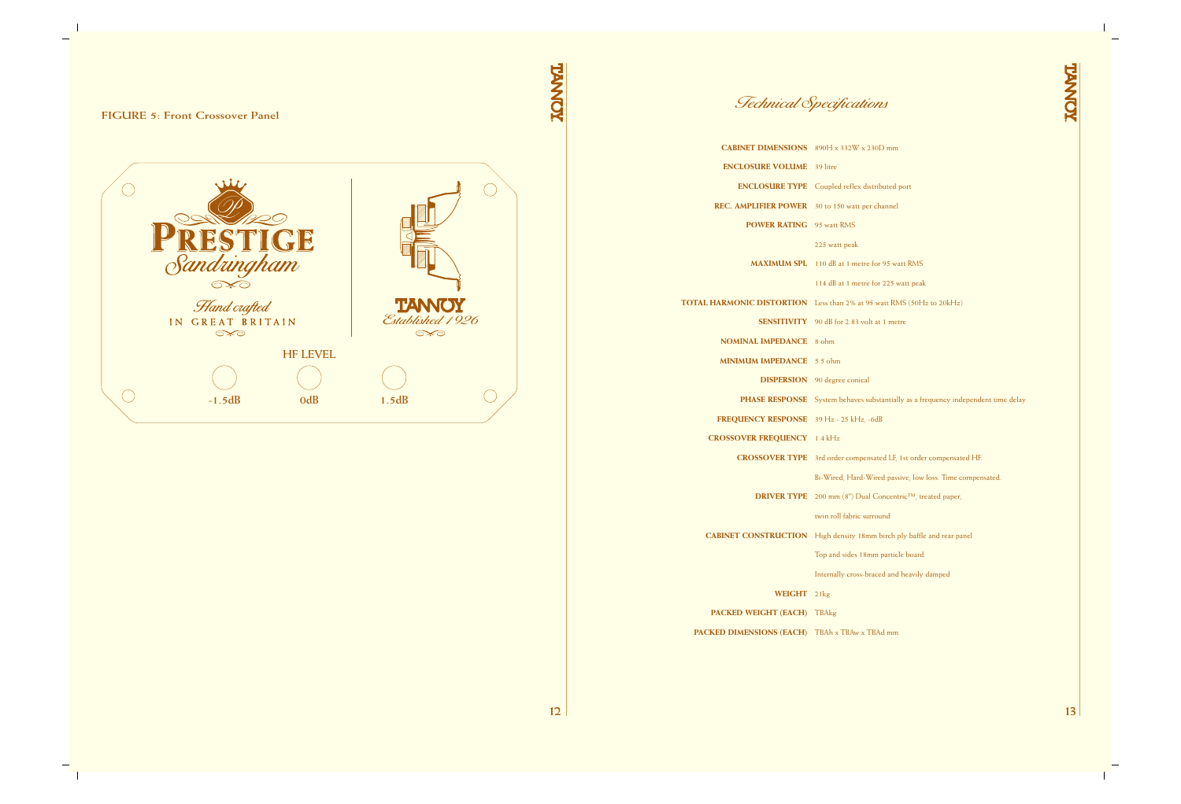FIGURE 5: Front Crossover Panel

PRESTIGE
Sandringham

Hand crafted
IN GREAT BRITAIN

TANNOY
Established 1926

HF LEVEL

-1.5dB

0dB

1.5dB

# Technical Specifications

| | |
|---|---|
| **CABINET DIMENSIONS** | 890H x 332W x 230D mm |
| **ENCLOSURE VOLUME** | 39 litre |
| **ENCLOSURE TYPE** | Coupled reflex distributed port |
| **REC. AMPLIFIER POWER** | 30 to 150 watt per channel |
| **POWER RATING** | 95 watt RMS |
| | 225 watt peak |
| **MAXIMUM SPL** | 110 dB at 1 metre for 95 watt RMS |
| | 114 dB at 1 metre for 225 watt peak |
| **TOTAL HARMONIC DISTORTION** | Less than 2% at 95 watt RMS (50Hz to 20kHz) |
| **SENSITIVITY** | 90 dB for 2.83 volt at 1 metre |
| **NOMINAL IMPEDANCE** | 8 ohm |
| **MINIMUM IMPEDANCE** | 5.5 ohm |
| **DISPERSION** | 90 degree conical |
| **PHASE RESPONSE** | System behaves substantially as a frequency independent time delay |
| **FREQUENCY RESPONSE** | 39 Hz - 25 kHz, -6dB |
| **CROSSOVER FREQUENCY** | 1.4 kHz |
| **CROSSOVER TYPE** | 3rd order compensated LF, 1st order compensated HF. |
| | Bi-Wired, Hard-Wired passive, low loss. Time compensated. |
| **DRIVER TYPE** | 200 mm (8") Dual Concentric™, treated paper, |
| | twin roll fabric surround |
| **CABINET CONSTRUCTION** | High density 18mm birch ply baffle and rear panel |
| | Top and sides 18mm particle board. |
| | Internally cross-braced and heavily damped |
| **WEIGHT** | 21kg |
| **PACKED WEIGHT (EACH)** | TBAkg |
| **PACKED DIMENSIONS (EACH)** | TBAh x TBAw x TBAd mm |